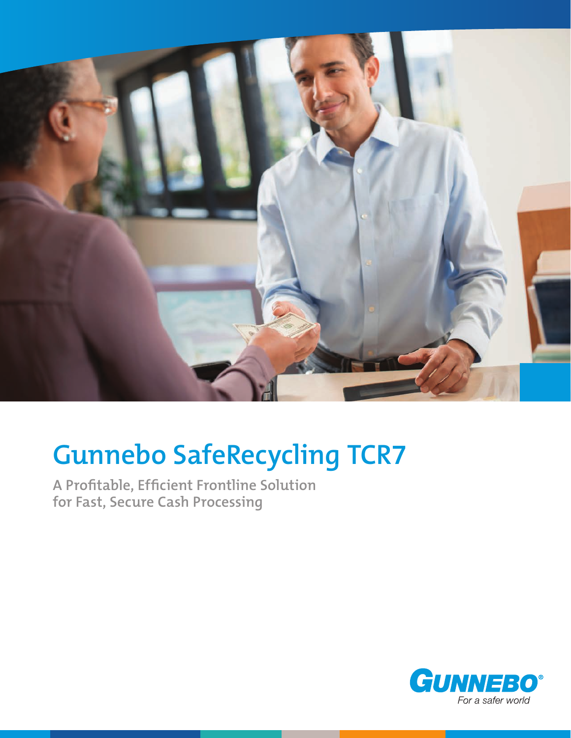# Gunnebo SafeRecycling TCR7

**A Profitable, Efficient Frontline Solution for Fast, Secure Cash Processing**

GUNNEBO®
*For a safer world*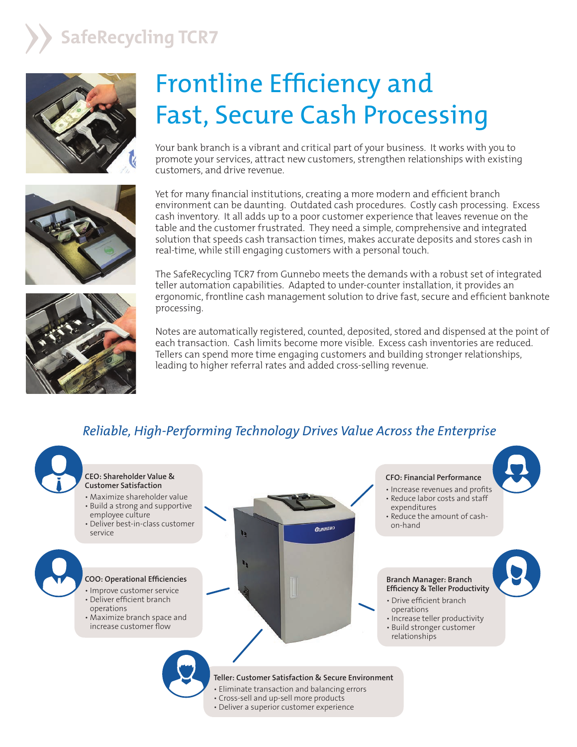# SafeRecycling TCR7

## Frontline Efficiency and Fast, Secure Cash Processing

Your bank branch is a vibrant and critical part of your business. It works with you to promote your services, attract new customers, strengthen relationships with existing customers, and drive revenue.

Yet for many financial institutions, creating a more modern and efficient branch environment can be daunting. Outdated cash procedures. Costly cash processing. Excess cash inventory. It all adds up to a poor customer experience that leaves revenue on the table and the customer frustrated. They need a simple, comprehensive and integrated solution that speeds cash transaction times, makes accurate deposits and stores cash in real-time, while still engaging customers with a personal touch.

The SafeRecycling TCR7 from Gunnebo meets the demands with a robust set of integrated teller automation capabilities. Adapted to under-counter installation, it provides an ergonomic, frontline cash management solution to drive fast, secure and efficient banknote processing.

Notes are automatically registered, counted, deposited, stored and dispensed at the point of each transaction. Cash limits become more visible. Excess cash inventories are reduced. Tellers can spend more time engaging customers and building stronger relationships, leading to higher referral rates and added cross-selling revenue.

### *Reliable, High-Performing Technology Drives Value Across the Enterprise*

**CEO: Shareholder Value & Customer Satisfaction**

- Maximize shareholder value
- Build a strong and supportive employee culture
- Deliver best-in-class customer service

**COO: Operational Efficiencies**

- Improve customer service
- Deliver efficient branch operations
- Maximize branch space and increase customer flow

**CFO: Financial Performance**

- Increase revenues and profits
- Reduce labor costs and staff expenditures
- Reduce the amount of cash-on-hand

**Branch Manager: Branch Efficiency & Teller Productivity**

- Drive efficient branch operations
- Increase teller productivity
- Build stronger customer relationships

**Teller: Customer Satisfaction & Secure Environment**

- Eliminate transaction and balancing errors
- Cross-sell and up-sell more products
- Deliver a superior customer experience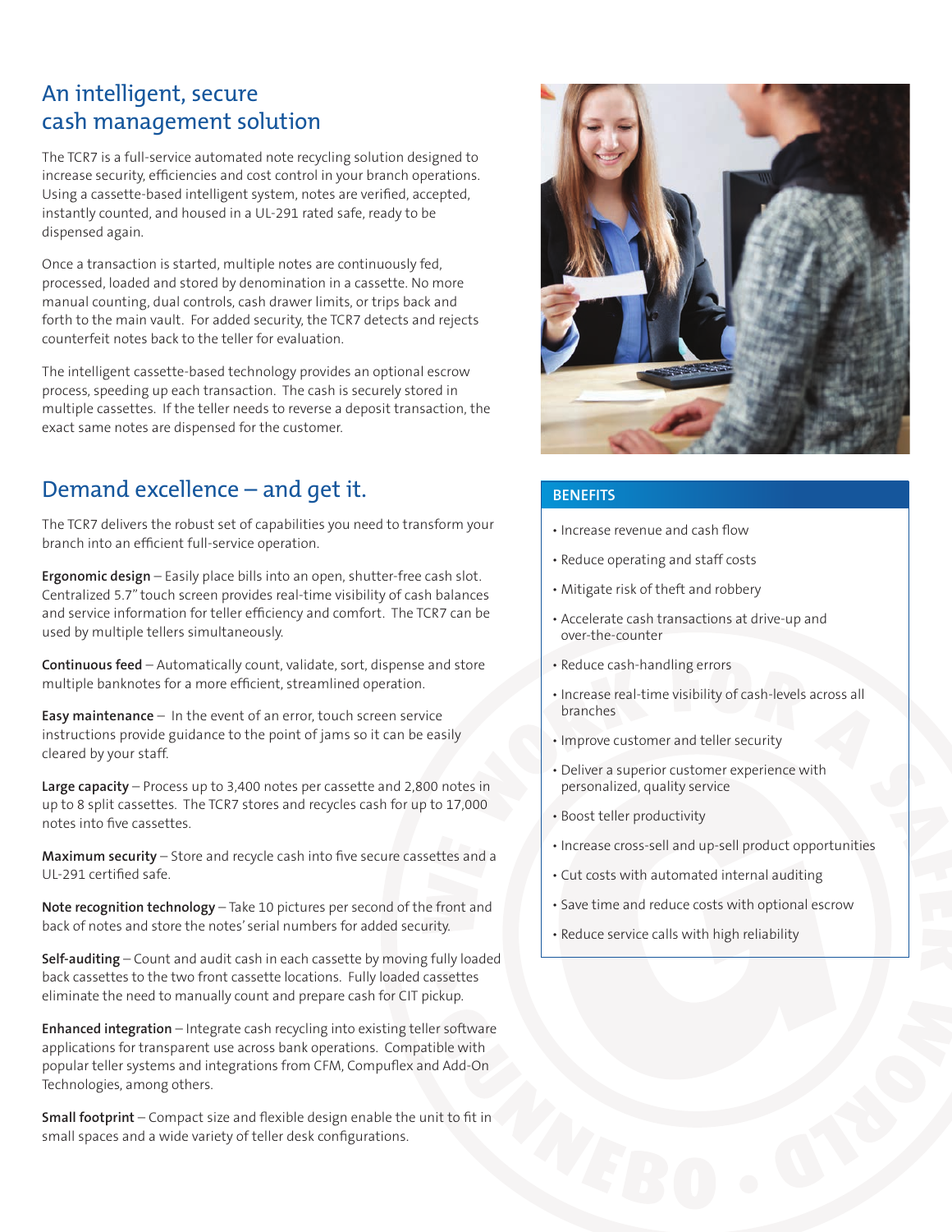## An intelligent, secure cash management solution

The TCR7 is a full-service automated note recycling solution designed to increase security, efficiencies and cost control in your branch operations. Using a cassette-based intelligent system, notes are verified, accepted, instantly counted, and housed in a UL-291 rated safe, ready to be dispensed again.

Once a transaction is started, multiple notes are continuously fed, processed, loaded and stored by denomination in a cassette. No more manual counting, dual controls, cash drawer limits, or trips back and forth to the main vault. For added security, the TCR7 detects and rejects counterfeit notes back to the teller for evaluation.

The intelligent cassette-based technology provides an optional escrow process, speeding up each transaction. The cash is securely stored in multiple cassettes. If the teller needs to reverse a deposit transaction, the exact same notes are dispensed for the customer.

## Demand excellence – and get it.

The TCR7 delivers the robust set of capabilities you need to transform your branch into an efficient full-service operation.

**Ergonomic design** – Easily place bills into an open, shutter-free cash slot. Centralized 5.7" touch screen provides real-time visibility of cash balances and service information for teller efficiency and comfort. The TCR7 can be used by multiple tellers simultaneously.

**Continuous feed** – Automatically count, validate, sort, dispense and store multiple banknotes for a more efficient, streamlined operation.

**Easy maintenance** – In the event of an error, touch screen service instructions provide guidance to the point of jams so it can be easily cleared by your staff.

**Large capacity** – Process up to 3,400 notes per cassette and 2,800 notes in up to 8 split cassettes. The TCR7 stores and recycles cash for up to 17,000 notes into five cassettes.

**Maximum security** – Store and recycle cash into five secure cassettes and a UL-291 certified safe.

**Note recognition technology** – Take 10 pictures per second of the front and back of notes and store the notes' serial numbers for added security.

**Self-auditing** – Count and audit cash in each cassette by moving fully loaded back cassettes to the two front cassette locations. Fully loaded cassettes eliminate the need to manually count and prepare cash for CIT pickup.

**Enhanced integration** – Integrate cash recycling into existing teller software applications for transparent use across bank operations. Compatible with popular teller systems and integrations from CFM, Compuflex and Add-On Technologies, among others.

**Small footprint** – Compact size and flexible design enable the unit to fit in small spaces and a wide variety of teller desk configurations.

### BENEFITS

- Increase revenue and cash flow
- Reduce operating and staff costs
- Mitigate risk of theft and robbery
- Accelerate cash transactions at drive-up and over-the-counter
- Reduce cash-handling errors
- Increase real-time visibility of cash-levels across all branches
- Improve customer and teller security
- Deliver a superior customer experience with personalized, quality service
- Boost teller productivity
- Increase cross-sell and up-sell product opportunities
- Cut costs with automated internal auditing
- Save time and reduce costs with optional escrow
- Reduce service calls with high reliability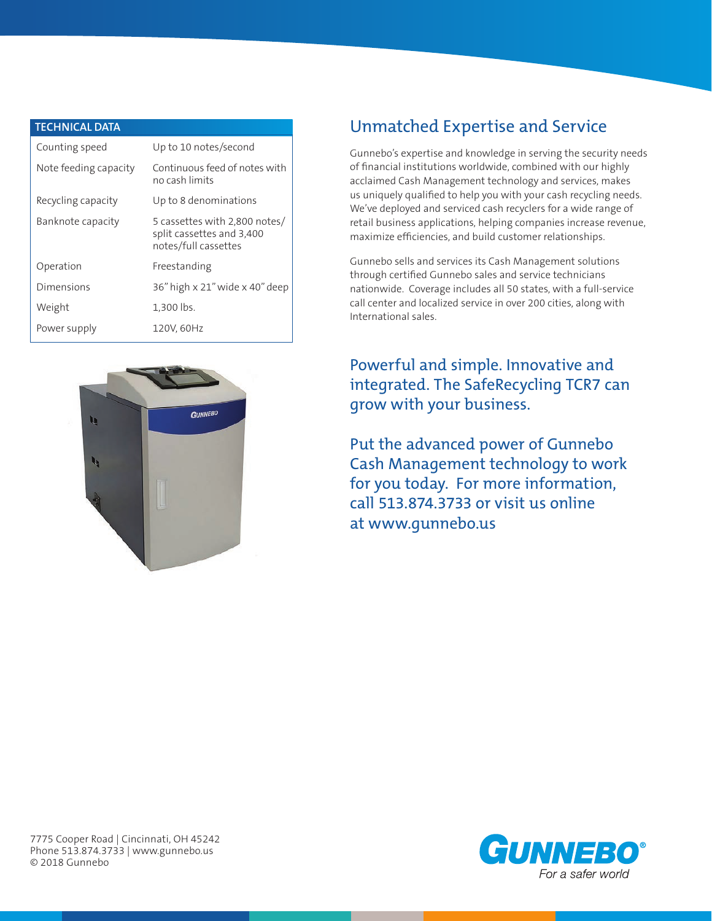| TECHNICAL DATA | |
|---|---|
| Counting speed | Up to 10 notes/second |
| Note feeding capacity | Continuous feed of notes with no cash limits |
| Recycling capacity | Up to 8 denominations |
| Banknote capacity | 5 cassettes with 2,800 notes/ split cassettes and 3,400 notes/full cassettes |
| Operation | Freestanding |
| Dimensions | 36" high x 21" wide x 40" deep |
| Weight | 1,300 lbs. |
| Power supply | 120V, 60Hz |

## Unmatched Expertise and Service

Gunnebo's expertise and knowledge in serving the security needs of financial institutions worldwide, combined with our highly acclaimed Cash Management technology and services, makes us uniquely qualified to help you with your cash recycling needs. We've deployed and serviced cash recyclers for a wide range of retail business applications, helping companies increase revenue, maximize efficiencies, and build customer relationships.

Gunnebo sells and services its Cash Management solutions through certified Gunnebo sales and service technicians nationwide. Coverage includes all 50 states, with a full-service call center and localized service in over 200 cities, along with International sales.

### Powerful and simple. Innovative and integrated. The SafeRecycling TCR7 can grow with your business.

### Put the advanced power of Gunnebo Cash Management technology to work for you today. For more information, call 513.874.3733 or visit us online at www.gunnebo.us

7775 Cooper Road | Cincinnati, OH 45242
Phone 513.874.3733 | www.gunnebo.us
© 2018 Gunnebo

GUNNEBO®
For a safer world